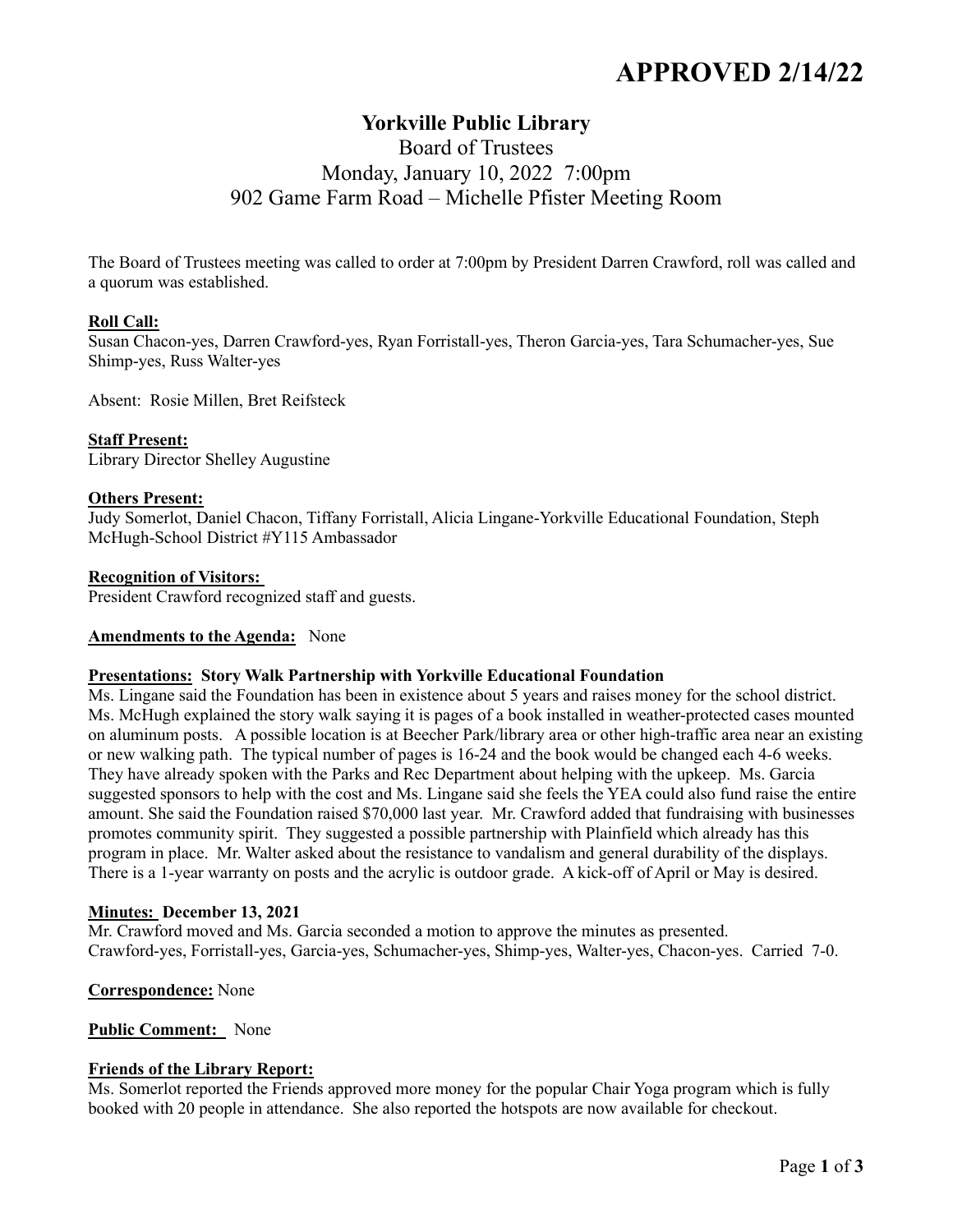# APPROVED 2/14/22

## Yorkville Public Library

Board of Trustees
Monday, January 10, 2022 7:00pm
902 Game Farm Road – Michelle Pfister Meeting Room

The Board of Trustees meeting was called to order at 7:00pm by President Darren Crawford, roll was called and a quorum was established.

**Roll Call:**
Susan Chacon-yes, Darren Crawford-yes, Ryan Forristall-yes, Theron Garcia-yes, Tara Schumacher-yes, Sue Shimp-yes, Russ Walter-yes

Absent: Rosie Millen, Bret Reifsteck

**Staff Present:**
Library Director Shelley Augustine

**Others Present:**
Judy Somerlot, Daniel Chacon, Tiffany Forristall, Alicia Lingane-Yorkville Educational Foundation, Steph McHugh-School District #Y115 Ambassador

**Recognition of Visitors:**
President Crawford recognized staff and guests.

**Amendments to the Agenda:** None

**Presentations: Story Walk Partnership with Yorkville Educational Foundation**
Ms. Lingane said the Foundation has been in existence about 5 years and raises money for the school district. Ms. McHugh explained the story walk saying it is pages of a book installed in weather-protected cases mounted on aluminum posts. A possible location is at Beecher Park/library area or other high-traffic area near an existing or new walking path. The typical number of pages is 16-24 and the book would be changed each 4-6 weeks. They have already spoken with the Parks and Rec Department about helping with the upkeep. Ms. Garcia suggested sponsors to help with the cost and Ms. Lingane said she feels the YEA could also fund raise the entire amount. She said the Foundation raised $70,000 last year. Mr. Crawford added that fundraising with businesses promotes community spirit. They suggested a possible partnership with Plainfield which already has this program in place. Mr. Walter asked about the resistance to vandalism and general durability of the displays. There is a 1-year warranty on posts and the acrylic is outdoor grade. A kick-off of April or May is desired.

**Minutes: December 13, 2021**
Mr. Crawford moved and Ms. Garcia seconded a motion to approve the minutes as presented.
Crawford-yes, Forristall-yes, Garcia-yes, Schumacher-yes, Shimp-yes, Walter-yes, Chacon-yes. Carried 7-0.

**Correspondence:** None

**Public Comment:** None

**Friends of the Library Report:**
Ms. Somerlot reported the Friends approved more money for the popular Chair Yoga program which is fully booked with 20 people in attendance. She also reported the hotspots are now available for checkout.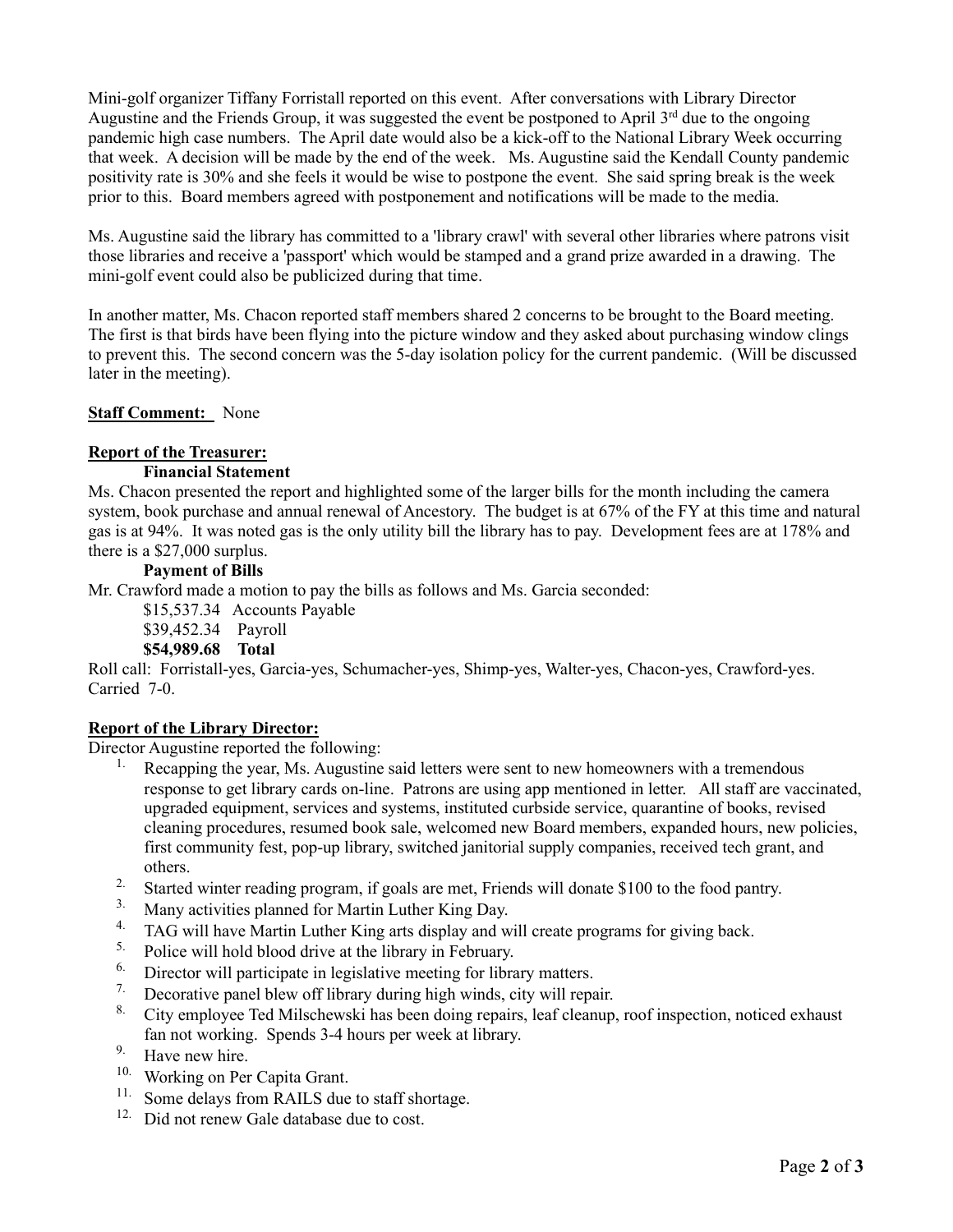Mini-golf organizer Tiffany Forristall reported on this event. After conversations with Library Director Augustine and the Friends Group, it was suggested the event be postponed to April 3rd due to the ongoing pandemic high case numbers. The April date would also be a kick-off to the National Library Week occurring that week. A decision will be made by the end of the week. Ms. Augustine said the Kendall County pandemic positivity rate is 30% and she feels it would be wise to postpone the event. She said spring break is the week prior to this. Board members agreed with postponement and notifications will be made to the media.

Ms. Augustine said the library has committed to a 'library crawl' with several other libraries where patrons visit those libraries and receive a 'passport' which would be stamped and a grand prize awarded in a drawing. The mini-golf event could also be publicized during that time.

In another matter, Ms. Chacon reported staff members shared 2 concerns to be brought to the Board meeting. The first is that birds have been flying into the picture window and they asked about purchasing window clings to prevent this. The second concern was the 5-day isolation policy for the current pandemic. (Will be discussed later in the meeting).

**Staff Comment:** None

**Report of the Treasurer:**

**Financial Statement**

Ms. Chacon presented the report and highlighted some of the larger bills for the month including the camera system, book purchase and annual renewal of Ancestory. The budget is at 67% of the FY at this time and natural gas is at 94%. It was noted gas is the only utility bill the library has to pay. Development fees are at 178% and there is a $27,000 surplus.

**Payment of Bills**

Mr. Crawford made a motion to pay the bills as follows and Ms. Garcia seconded:

$15,537.34 Accounts Payable
$39,452.34 Payroll
**$54,989.68 Total**

Roll call: Forristall-yes, Garcia-yes, Schumacher-yes, Shimp-yes, Walter-yes, Chacon-yes, Crawford-yes. Carried 7-0.

**Report of the Library Director:**

Director Augustine reported the following:

1. Recapping the year, Ms. Augustine said letters were sent to new homeowners with a tremendous response to get library cards on-line. Patrons are using app mentioned in letter. All staff are vaccinated, upgraded equipment, services and systems, instituted curbside service, quarantine of books, revised cleaning procedures, resumed book sale, welcomed new Board members, expanded hours, new policies, first community fest, pop-up library, switched janitorial supply companies, received tech grant, and others.
2. Started winter reading program, if goals are met, Friends will donate $100 to the food pantry.
3. Many activities planned for Martin Luther King Day.
4. TAG will have Martin Luther King arts display and will create programs for giving back.
5. Police will hold blood drive at the library in February.
6. Director will participate in legislative meeting for library matters.
7. Decorative panel blew off library during high winds, city will repair.
8. City employee Ted Milschewski has been doing repairs, leaf cleanup, roof inspection, noticed exhaust fan not working. Spends 3-4 hours per week at library.
9. Have new hire.
10. Working on Per Capita Grant.
11. Some delays from RAILS due to staff shortage.
12. Did not renew Gale database due to cost.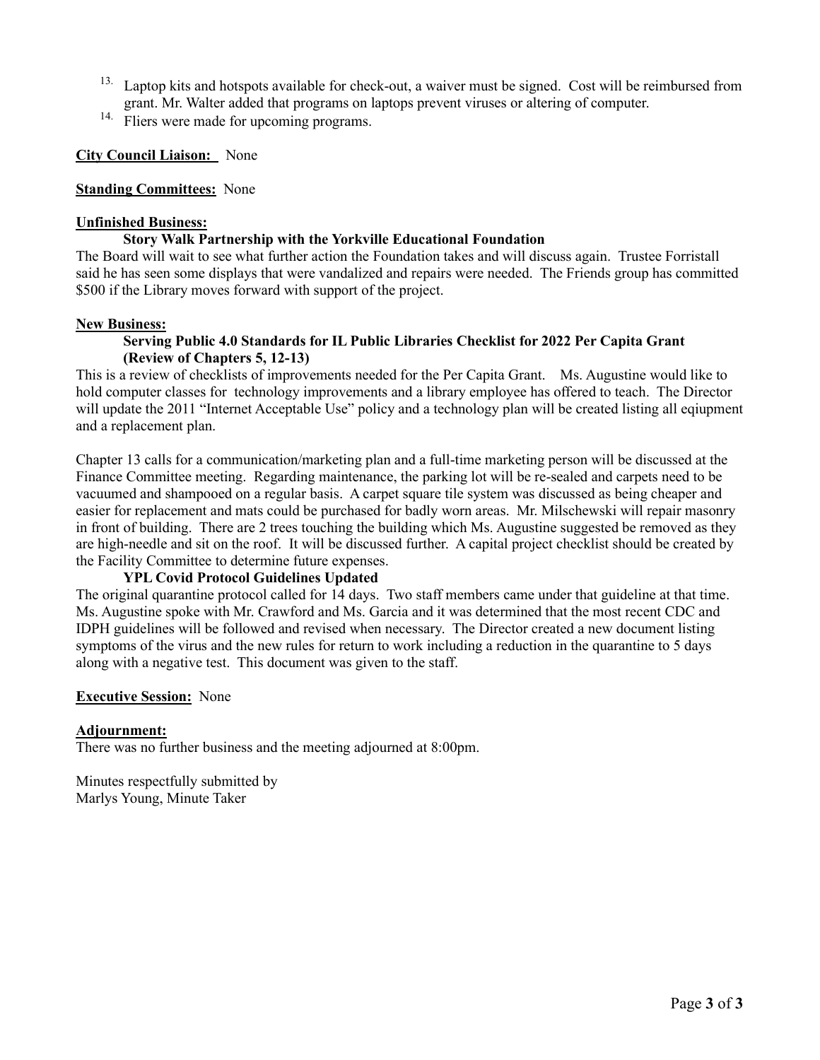13. Laptop kits and hotspots available for check-out, a waiver must be signed. Cost will be reimbursed from grant. Mr. Walter added that programs on laptops prevent viruses or altering of computer.
14. Fliers were made for upcoming programs.

**City Council Liaison:** None

**Standing Committees:** None

**Unfinished Business:**

**Story Walk Partnership with the Yorkville Educational Foundation**

The Board will wait to see what further action the Foundation takes and will discuss again. Trustee Forristall said he has seen some displays that were vandalized and repairs were needed. The Friends group has committed $500 if the Library moves forward with support of the project.

**New Business:**

**Serving Public 4.0 Standards for IL Public Libraries Checklist for 2022 Per Capita Grant (Review of Chapters 5, 12-13)**

This is a review of checklists of improvements needed for the Per Capita Grant. Ms. Augustine would like to hold computer classes for technology improvements and a library employee has offered to teach. The Director will update the 2011 "Internet Acceptable Use" policy and a technology plan will be created listing all eqiupment and a replacement plan.

Chapter 13 calls for a communication/marketing plan and a full-time marketing person will be discussed at the Finance Committee meeting. Regarding maintenance, the parking lot will be re-sealed and carpets need to be vacuumed and shampooed on a regular basis. A carpet square tile system was discussed as being cheaper and easier for replacement and mats could be purchased for badly worn areas. Mr. Milschewski will repair masonry in front of building. There are 2 trees touching the building which Ms. Augustine suggested be removed as they are high-needle and sit on the roof. It will be discussed further. A capital project checklist should be created by the Facility Committee to determine future expenses.

**YPL Covid Protocol Guidelines Updated**

The original quarantine protocol called for 14 days. Two staff members came under that guideline at that time. Ms. Augustine spoke with Mr. Crawford and Ms. Garcia and it was determined that the most recent CDC and IDPH guidelines will be followed and revised when necessary. The Director created a new document listing symptoms of the virus and the new rules for return to work including a reduction in the quarantine to 5 days along with a negative test. This document was given to the staff.

**Executive Session:** None

**Adjournment:**

There was no further business and the meeting adjourned at 8:00pm.

Minutes respectfully submitted by
Marlys Young, Minute Taker